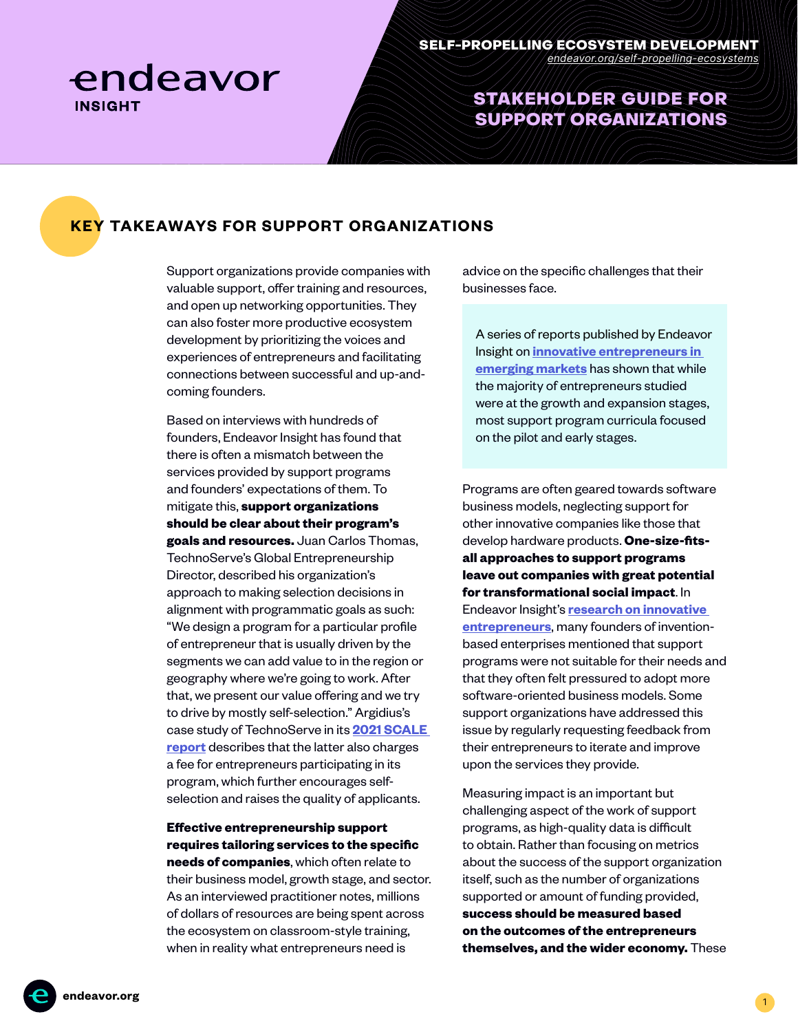# endeavor INSIGHT

**SELF-PROPELLING ECOSYSTEM DEVELOPMENT**
endeavor.org/self-propelling-ecosystems

## STAKEHOLDER GUIDE FOR SUPPORT ORGANIZATIONS

## KEY TAKEAWAYS FOR SUPPORT ORGANIZATIONS

Support organizations provide companies with valuable support, offer training and resources, and open up networking opportunities. They can also foster more productive ecosystem development by prioritizing the voices and experiences of entrepreneurs and facilitating connections between successful and up-and-coming founders.

Based on interviews with hundreds of founders, Endeavor Insight has found that there is often a mismatch between the services provided by support programs and founders' expectations of them. To mitigate this, **support organizations should be clear about their program's goals and resources.** Juan Carlos Thomas, TechnoServe's Global Entrepreneurship Director, described his organization's approach to making selection decisions in alignment with programmatic goals as such: "We design a program for a particular profile of entrepreneur that is usually driven by the segments we can add value to in the region or geography where we're going to work. After that, we present our value offering and we try to drive by mostly self-selection." Argidius's case study of TechnoServe in its **2021 SCALE report** describes that the latter also charges a fee for entrepreneurs participating in its program, which further encourages self-selection and raises the quality of applicants.

**Effective entrepreneurship support requires tailoring services to the specific needs of companies**, which often relate to their business model, growth stage, and sector. As an interviewed practitioner notes, millions of dollars of resources are being spent across the ecosystem on classroom-style training, when in reality what entrepreneurs need is advice on the specific challenges that their businesses face.

> A series of reports published by Endeavor Insight on **innovative entrepreneurs in emerging markets** has shown that while the majority of entrepreneurs studied were at the growth and expansion stages, most support program curricula focused on the pilot and early stages.

Programs are often geared towards software business models, neglecting support for other innovative companies like those that develop hardware products. **One-size-fits-all approaches to support programs leave out companies with great potential for transformational social impact**. In Endeavor Insight's **research on innovative entrepreneurs**, many founders of invention-based enterprises mentioned that support programs were not suitable for their needs and that they often felt pressured to adopt more software-oriented business models. Some support organizations have addressed this issue by regularly requesting feedback from their entrepreneurs to iterate and improve upon the services they provide.

Measuring impact is an important but challenging aspect of the work of support programs, as high-quality data is difficult to obtain. Rather than focusing on metrics about the success of the support organization itself, such as the number of organizations supported or amount of funding provided, **success should be measured based on the outcomes of the entrepreneurs themselves, and the wider economy.** These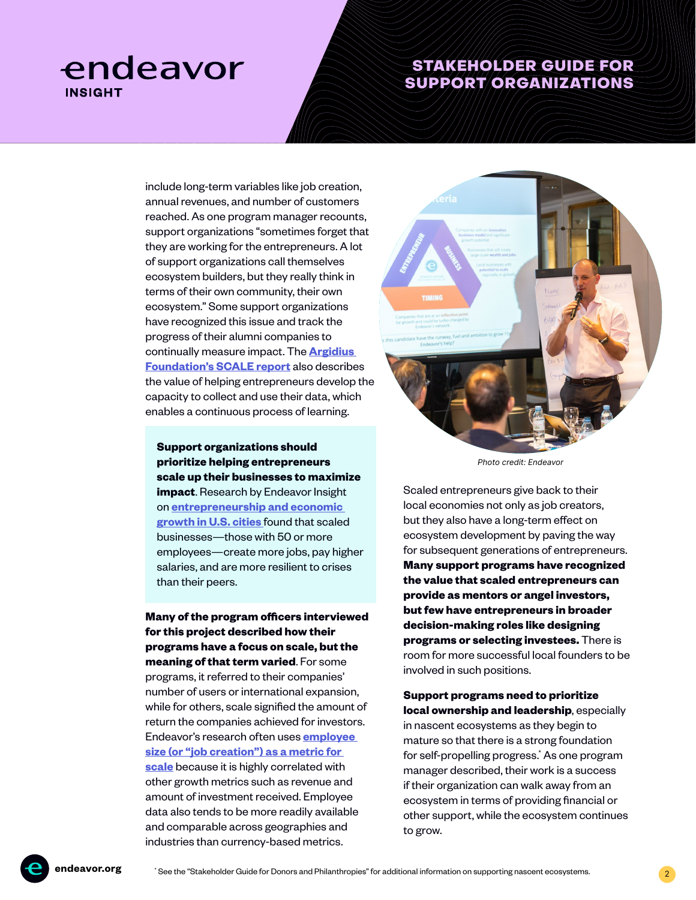include long-term variables like job creation, annual revenues, and number of customers reached. As one program manager recounts, support organizations "sometimes forget that they are working for the entrepreneurs. A lot of support organizations call themselves ecosystem builders, but they really think in terms of their own community, their own ecosystem." Some support organizations have recognized this issue and track the progress of their alumni companies to continually measure impact. The **Argidius Foundation's SCALE report** also describes the value of helping entrepreneurs develop the capacity to collect and use their data, which enables a continuous process of learning.

**Support organizations should prioritize helping entrepreneurs scale up their businesses to maximize impact**. Research by Endeavor Insight on **entrepreneurship and economic growth in U.S. cities** found that scaled businesses—those with 50 or more employees—create more jobs, pay higher salaries, and are more resilient to crises than their peers.

**Many of the program officers interviewed for this project described how their programs have a focus on scale, but the meaning of that term varied**. For some programs, it referred to their companies' number of users or international expansion, while for others, scale signified the amount of return the companies achieved for investors. Endeavor's research often uses **employee size (or "job creation") as a metric for scale** because it is highly correlated with other growth metrics such as revenue and amount of investment received. Employee data also tends to be more readily available and comparable across geographies and industries than currency-based metrics.

*Photo credit: Endeavor*

Scaled entrepreneurs give back to their local economies not only as job creators, but they also have a long-term effect on ecosystem development by paving the way for subsequent generations of entrepreneurs. **Many support programs have recognized the value that scaled entrepreneurs can provide as mentors or angel investors, but few have entrepreneurs in broader decision-making roles like designing programs or selecting investees.** There is room for more successful local founders to be involved in such positions.

**Support programs need to prioritize local ownership and leadership**, especially in nascent ecosystems as they begin to mature so that there is a strong foundation for self-propelling progress.* As one program manager described, their work is a success if their organization can walk away from an ecosystem in terms of providing financial or other support, while the ecosystem continues to grow.

* See the "Stakeholder Guide for Donors and Philanthropies" for additional information on supporting nascent ecosystems.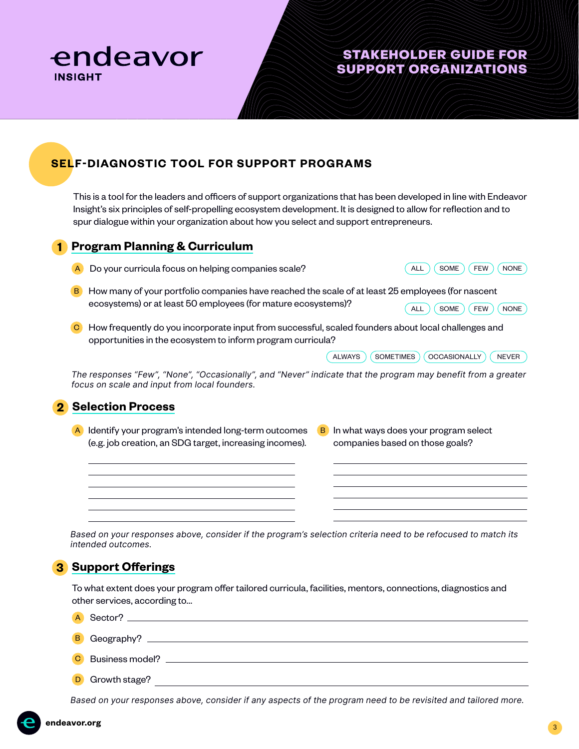endeavor
INSIGHT

# STAKEHOLDER GUIDE FOR SUPPORT ORGANIZATIONS

## SELF-DIAGNOSTIC TOOL FOR SUPPORT PROGRAMS

This is a tool for the leaders and officers of support organizations that has been developed in line with Endeavor Insight's six principles of self-propelling ecosystem development. It is designed to allow for reflection and to spur dialogue within your organization about how you select and support entrepreneurs.

### 1 Program Planning & Curriculum

**A** Do your curricula focus on helping companies scale?

ALL | SOME | FEW | NONE

**B** How many of your portfolio companies have reached the scale of at least 25 employees (for nascent ecosystems) or at least 50 employees (for mature ecosystems)?

ALL | SOME | FEW | NONE

**C** How frequently do you incorporate input from successful, scaled founders about local challenges and opportunities in the ecosystem to inform program curricula?

ALWAYS | SOMETIMES | OCCASIONALLY | NEVER

*The responses "Few", "None", "Occasionally", and "Never" indicate that the program may benefit from a greater focus on scale and input from local founders.*

### 2 Selection Process

**A** Identify your program's intended long-term outcomes (e.g. job creation, an SDG target, increasing incomes).

______________________________
______________________________
______________________________
______________________________
______________________________

**B** In what ways does your program select companies based on those goals?

______________________________
______________________________
______________________________
______________________________
______________________________

*Based on your responses above, consider if the program's selection criteria need to be refocused to match its intended outcomes.*

### 3 Support Offerings

To what extent does your program offer tailored curricula, facilities, mentors, connections, diagnostics and other services, according to...

**A** Sector? ______________________________

**B** Geography? ______________________________

**C** Business model? ______________________________

**D** Growth stage? ______________________________

*Based on your responses above, consider if any aspects of the program need to be revisited and tailored more.*

endeavor.org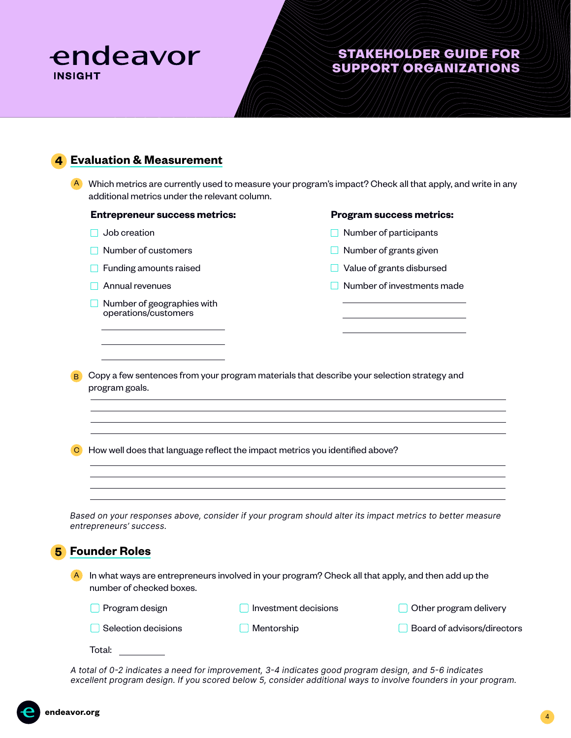## 4 Evaluation & Measurement

**A** Which metrics are currently used to measure your program's impact? Check all that apply, and write in any additional metrics under the relevant column.

**Entrepreneur success metrics:**

- ☐ Job creation
- ☐ Number of customers
- ☐ Funding amounts raised
- ☐ Annual revenues
- ☐ Number of geographies with operations/customers

\_\_\_\_\_\_\_\_\_\_\_\_\_\_\_\_\_\_\_\_

\_\_\_\_\_\_\_\_\_\_\_\_\_\_\_\_\_\_\_\_

\_\_\_\_\_\_\_\_\_\_\_\_\_\_\_\_\_\_\_\_

**Program success metrics:**

- ☐ Number of participants
- ☐ Number of grants given
- ☐ Value of grants disbursed
- ☐ Number of investments made

\_\_\_\_\_\_\_\_\_\_\_\_\_\_\_\_\_\_\_\_

\_\_\_\_\_\_\_\_\_\_\_\_\_\_\_\_\_\_\_\_

\_\_\_\_\_\_\_\_\_\_\_\_\_\_\_\_\_\_\_\_

**B** Copy a few sentences from your program materials that describe your selection strategy and program goals.

\_\_\_\_\_\_\_\_\_\_\_\_\_\_\_\_\_\_\_\_\_\_\_\_\_\_\_\_\_\_\_\_\_\_\_\_\_\_\_\_\_\_\_\_\_\_\_\_\_\_\_\_\_\_\_\_\_\_\_\_

\_\_\_\_\_\_\_\_\_\_\_\_\_\_\_\_\_\_\_\_\_\_\_\_\_\_\_\_\_\_\_\_\_\_\_\_\_\_\_\_\_\_\_\_\_\_\_\_\_\_\_\_\_\_\_\_\_\_\_\_

\_\_\_\_\_\_\_\_\_\_\_\_\_\_\_\_\_\_\_\_\_\_\_\_\_\_\_\_\_\_\_\_\_\_\_\_\_\_\_\_\_\_\_\_\_\_\_\_\_\_\_\_\_\_\_\_\_\_\_\_

\_\_\_\_\_\_\_\_\_\_\_\_\_\_\_\_\_\_\_\_\_\_\_\_\_\_\_\_\_\_\_\_\_\_\_\_\_\_\_\_\_\_\_\_\_\_\_\_\_\_\_\_\_\_\_\_\_\_\_\_

**C** How well does that language reflect the impact metrics you identified above?

\_\_\_\_\_\_\_\_\_\_\_\_\_\_\_\_\_\_\_\_\_\_\_\_\_\_\_\_\_\_\_\_\_\_\_\_\_\_\_\_\_\_\_\_\_\_\_\_\_\_\_\_\_\_\_\_\_\_\_\_

\_\_\_\_\_\_\_\_\_\_\_\_\_\_\_\_\_\_\_\_\_\_\_\_\_\_\_\_\_\_\_\_\_\_\_\_\_\_\_\_\_\_\_\_\_\_\_\_\_\_\_\_\_\_\_\_\_\_\_\_

\_\_\_\_\_\_\_\_\_\_\_\_\_\_\_\_\_\_\_\_\_\_\_\_\_\_\_\_\_\_\_\_\_\_\_\_\_\_\_\_\_\_\_\_\_\_\_\_\_\_\_\_\_\_\_\_\_\_\_\_

\_\_\_\_\_\_\_\_\_\_\_\_\_\_\_\_\_\_\_\_\_\_\_\_\_\_\_\_\_\_\_\_\_\_\_\_\_\_\_\_\_\_\_\_\_\_\_\_\_\_\_\_\_\_\_\_\_\_\_\_

*Based on your responses above, consider if your program should alter its impact metrics to better measure entrepreneurs' success.*

## 5 Founder Roles

**A** In what ways are entrepreneurs involved in your program? Check all that apply, and then add up the number of checked boxes.

- ☐ Program design
- ☐ Selection decisions
- ☐ Investment decisions
- ☐ Mentorship
- ☐ Other program delivery
- ☐ Board of advisors/directors

Total: \_\_\_\_\_\_\_\_

*A total of 0-2 indicates a need for improvement, 3-4 indicates good program design, and 5-6 indicates excellent program design. If you scored below 5, consider additional ways to involve founders in your program.*